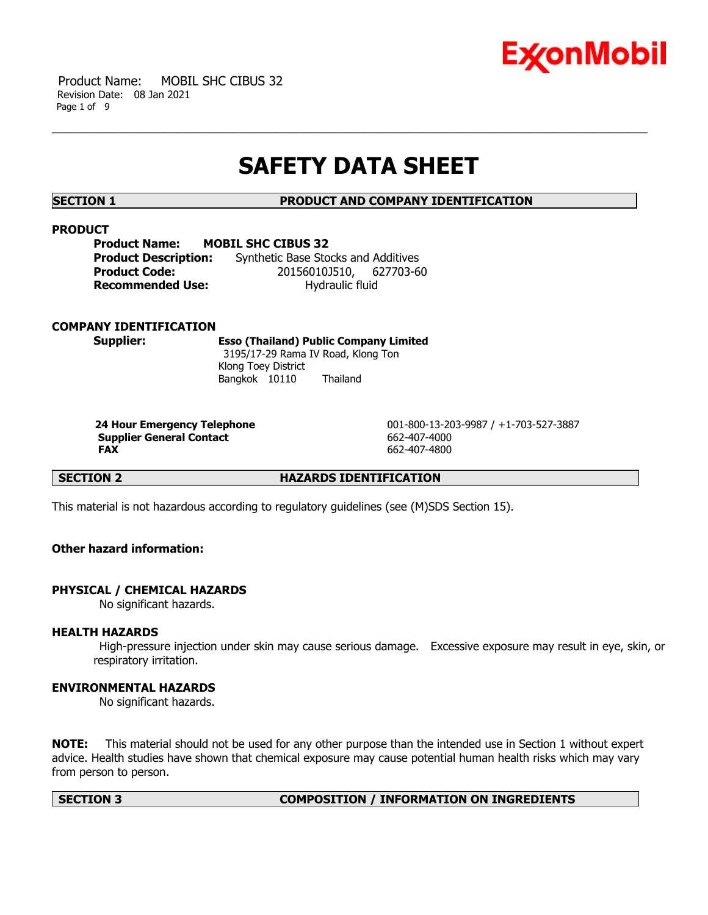# SAFETY DATA SHEET

## SECTION 1 PRODUCT AND COMPANY IDENTIFICATION

### PRODUCT

**Product Name:** **MOBIL SHC CIBUS 32**
**Product Description:** Synthetic Base Stocks and Additives
**Product Code:** 20156010J510, 627703-60
**Recommended Use:** Hydraulic fluid

### COMPANY IDENTIFICATION

**Supplier:** **Esso (Thailand) Public Company Limited**
3195/17-29 Rama IV Road, Klong Ton
Klong Toey District
Bangkok 10110 Thailand

| | |
|---|---|
| **24 Hour Emergency Telephone** | 001-800-13-203-9987 / +1-703-527-3887 |
| **Supplier General Contact** | 662-407-4000 |
| **FAX** | 662-407-4800 |

## SECTION 2 HAZARDS IDENTIFICATION

This material is not hazardous according to regulatory guidelines (see (M)SDS Section 15).

**Other hazard information:**

### PHYSICAL / CHEMICAL HAZARDS

No significant hazards.

### HEALTH HAZARDS

High-pressure injection under skin may cause serious damage. Excessive exposure may result in eye, skin, or respiratory irritation.

### ENVIRONMENTAL HAZARDS

No significant hazards.

**NOTE:** This material should not be used for any other purpose than the intended use in Section 1 without expert advice. Health studies have shown that chemical exposure may cause potential human health risks which may vary from person to person.

## SECTION 3 COMPOSITION / INFORMATION ON INGREDIENTS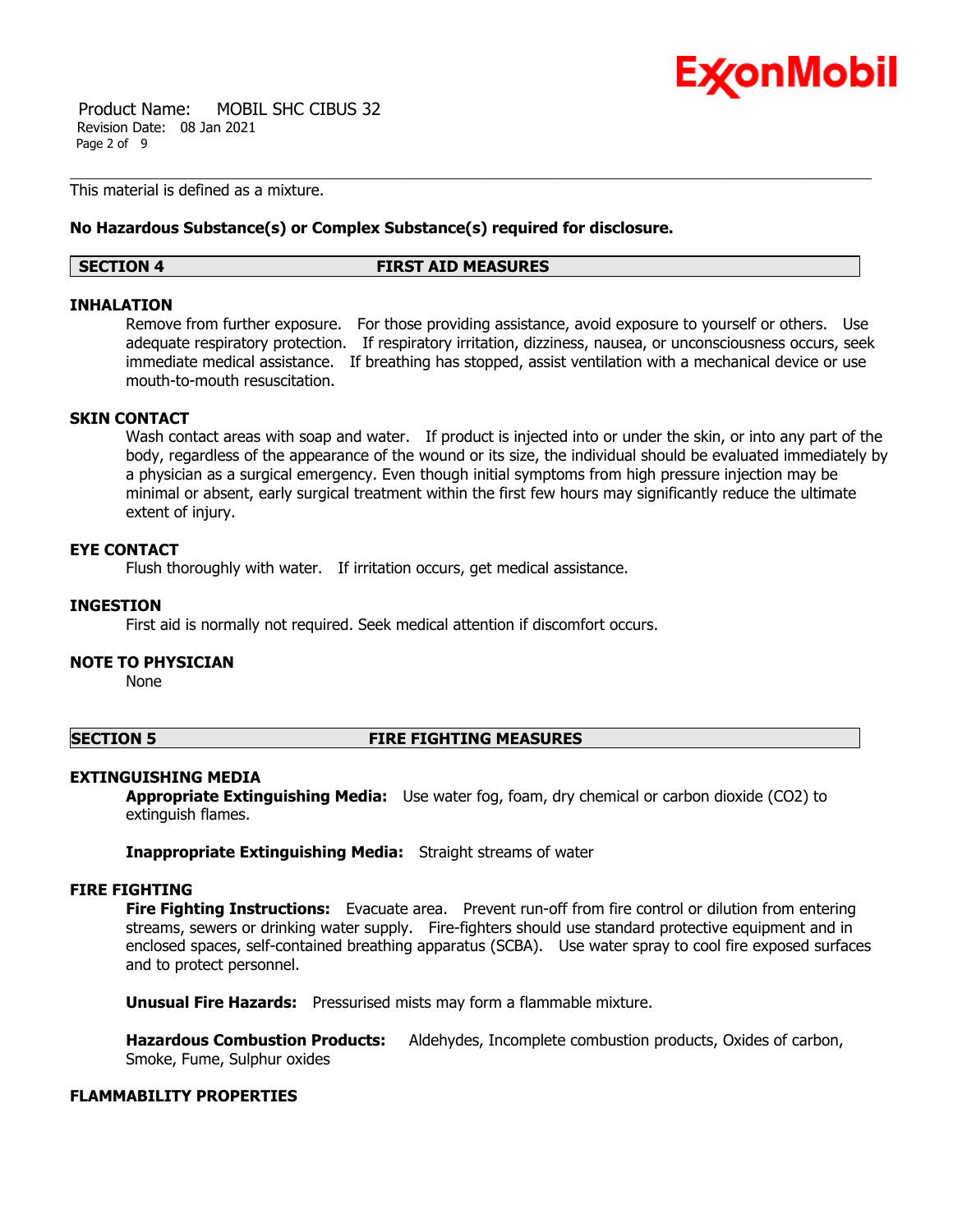This material is defined as a mixture.

**No Hazardous Substance(s) or Complex Substance(s) required for disclosure.**

## SECTION 4 FIRST AID MEASURES

### INHALATION

Remove from further exposure. For those providing assistance, avoid exposure to yourself or others. Use adequate respiratory protection. If respiratory irritation, dizziness, nausea, or unconsciousness occurs, seek immediate medical assistance. If breathing has stopped, assist ventilation with a mechanical device or use mouth-to-mouth resuscitation.

### SKIN CONTACT

Wash contact areas with soap and water. If product is injected into or under the skin, or into any part of the body, regardless of the appearance of the wound or its size, the individual should be evaluated immediately by a physician as a surgical emergency. Even though initial symptoms from high pressure injection may be minimal or absent, early surgical treatment within the first few hours may significantly reduce the ultimate extent of injury.

### EYE CONTACT

Flush thoroughly with water. If irritation occurs, get medical assistance.

### INGESTION

First aid is normally not required. Seek medical attention if discomfort occurs.

### NOTE TO PHYSICIAN

None

## SECTION 5 FIRE FIGHTING MEASURES

### EXTINGUISHING MEDIA

**Appropriate Extinguishing Media:** Use water fog, foam, dry chemical or carbon dioxide ($CO_2$) to extinguish flames.

**Inappropriate Extinguishing Media:** Straight streams of water

### FIRE FIGHTING

**Fire Fighting Instructions:** Evacuate area. Prevent run-off from fire control or dilution from entering streams, sewers or drinking water supply. Fire-fighters should use standard protective equipment and in enclosed spaces, self-contained breathing apparatus (SCBA). Use water spray to cool fire exposed surfaces and to protect personnel.

**Unusual Fire Hazards:** Pressurised mists may form a flammable mixture.

**Hazardous Combustion Products:** Aldehydes, Incomplete combustion products, Oxides of carbon, Smoke, Fume, Sulphur oxides

### FLAMMABILITY PROPERTIES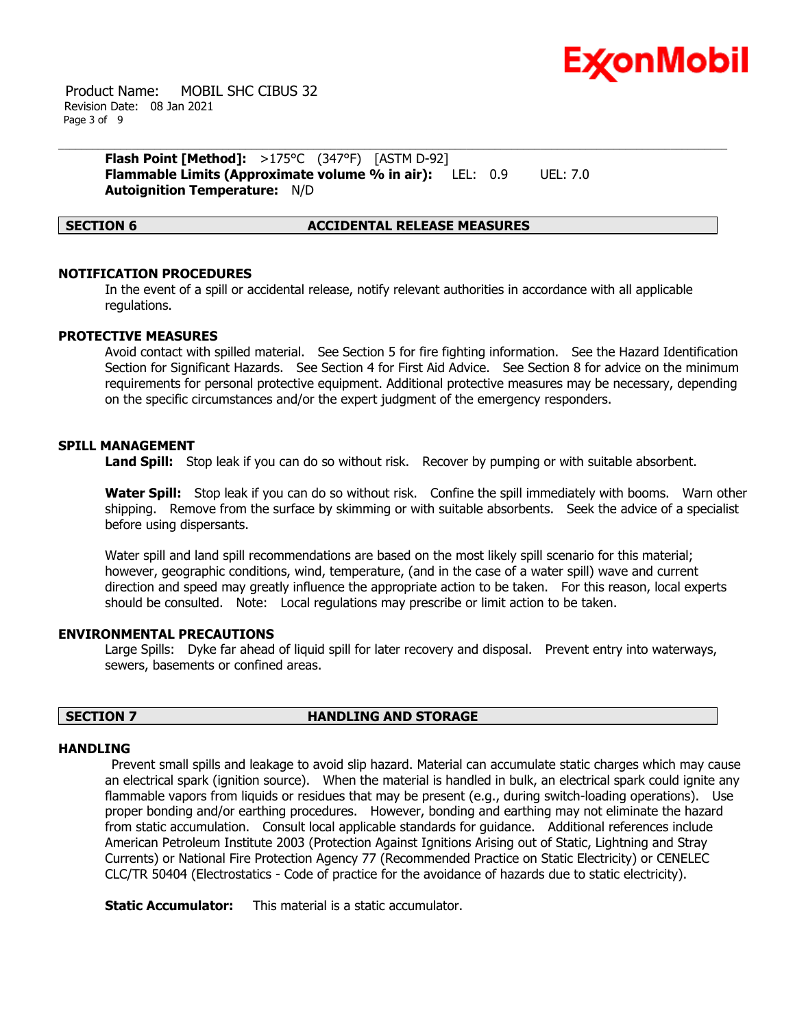**Flash Point [Method]:** >175°C (347°F) [ASTM D-92]
**Flammable Limits (Approximate volume % in air):** LEL: 0.9 UEL: 7.0
**Autoignition Temperature:** N/D

## SECTION 6 ACCIDENTAL RELEASE MEASURES

### NOTIFICATION PROCEDURES

In the event of a spill or accidental release, notify relevant authorities in accordance with all applicable regulations.

### PROTECTIVE MEASURES

Avoid contact with spilled material. See Section 5 for fire fighting information. See the Hazard Identification Section for Significant Hazards. See Section 4 for First Aid Advice. See Section 8 for advice on the minimum requirements for personal protective equipment. Additional protective measures may be necessary, depending on the specific circumstances and/or the expert judgment of the emergency responders.

### SPILL MANAGEMENT

**Land Spill:** Stop leak if you can do so without risk. Recover by pumping or with suitable absorbent.

**Water Spill:** Stop leak if you can do so without risk. Confine the spill immediately with booms. Warn other shipping. Remove from the surface by skimming or with suitable absorbents. Seek the advice of a specialist before using dispersants.

Water spill and land spill recommendations are based on the most likely spill scenario for this material; however, geographic conditions, wind, temperature, (and in the case of a water spill) wave and current direction and speed may greatly influence the appropriate action to be taken. For this reason, local experts should be consulted. Note: Local regulations may prescribe or limit action to be taken.

### ENVIRONMENTAL PRECAUTIONS

Large Spills: Dyke far ahead of liquid spill for later recovery and disposal. Prevent entry into waterways, sewers, basements or confined areas.

## SECTION 7 HANDLING AND STORAGE

### HANDLING

Prevent small spills and leakage to avoid slip hazard. Material can accumulate static charges which may cause an electrical spark (ignition source). When the material is handled in bulk, an electrical spark could ignite any flammable vapors from liquids or residues that may be present (e.g., during switch-loading operations). Use proper bonding and/or earthing procedures. However, bonding and earthing may not eliminate the hazard from static accumulation. Consult local applicable standards for guidance. Additional references include American Petroleum Institute 2003 (Protection Against Ignitions Arising out of Static, Lightning and Stray Currents) or National Fire Protection Agency 77 (Recommended Practice on Static Electricity) or CENELEC CLC/TR 50404 (Electrostatics - Code of practice for the avoidance of hazards due to static electricity).

**Static Accumulator:** This material is a static accumulator.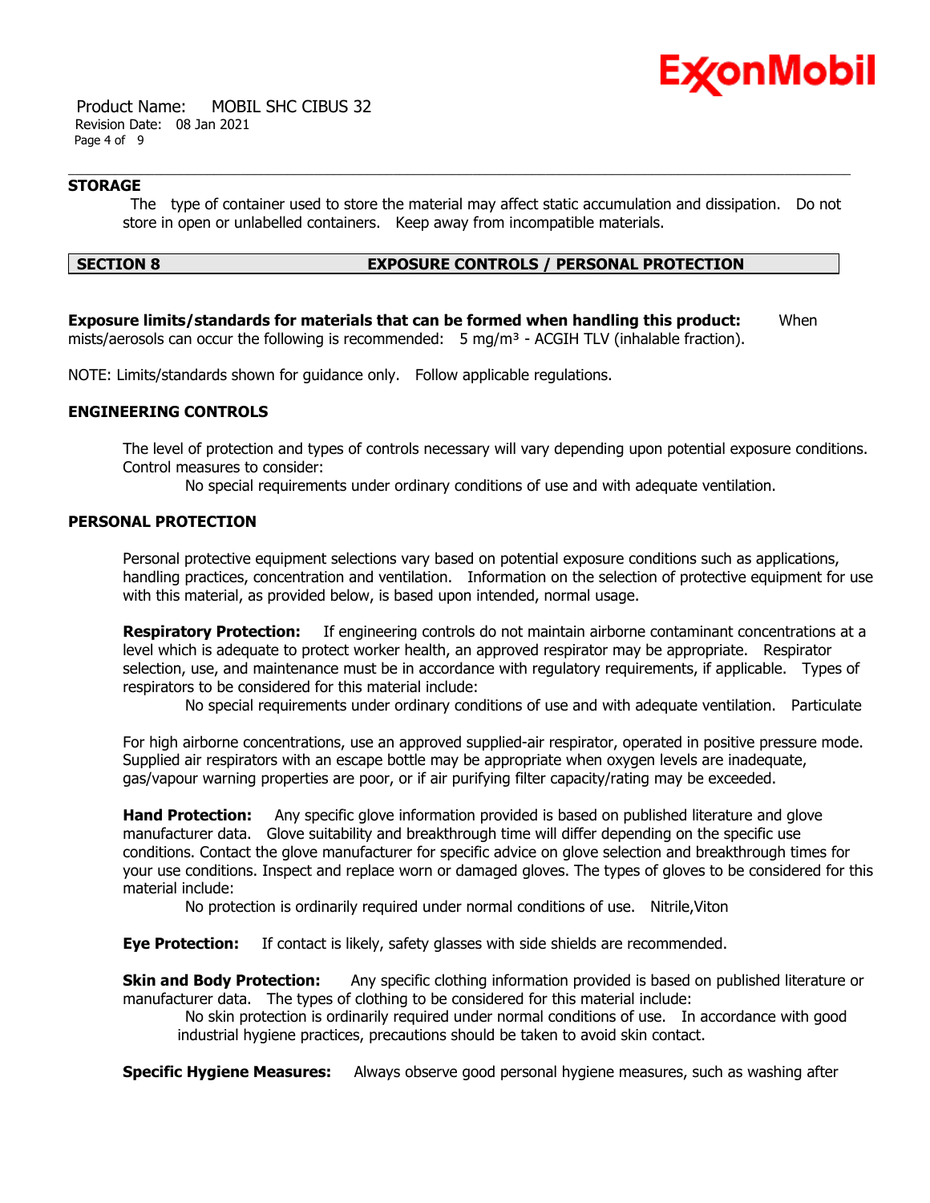### STORAGE

The type of container used to store the material may affect static accumulation and dissipation. Do not store in open or unlabelled containers. Keep away from incompatible materials.

## SECTION 8 EXPOSURE CONTROLS / PERSONAL PROTECTION

**Exposure limits/standards for materials that can be formed when handling this product:** When mists/aerosols can occur the following is recommended: 5 mg/m³ - ACGIH TLV (inhalable fraction).

NOTE: Limits/standards shown for guidance only. Follow applicable regulations.

### ENGINEERING CONTROLS

The level of protection and types of controls necessary will vary depending upon potential exposure conditions. Control measures to consider:

No special requirements under ordinary conditions of use and with adequate ventilation.

### PERSONAL PROTECTION

Personal protective equipment selections vary based on potential exposure conditions such as applications, handling practices, concentration and ventilation. Information on the selection of protective equipment for use with this material, as provided below, is based upon intended, normal usage.

**Respiratory Protection:** If engineering controls do not maintain airborne contaminant concentrations at a level which is adequate to protect worker health, an approved respirator may be appropriate. Respirator selection, use, and maintenance must be in accordance with regulatory requirements, if applicable. Types of respirators to be considered for this material include:

No special requirements under ordinary conditions of use and with adequate ventilation. Particulate

For high airborne concentrations, use an approved supplied-air respirator, operated in positive pressure mode. Supplied air respirators with an escape bottle may be appropriate when oxygen levels are inadequate, gas/vapour warning properties are poor, or if air purifying filter capacity/rating may be exceeded.

**Hand Protection:** Any specific glove information provided is based on published literature and glove manufacturer data. Glove suitability and breakthrough time will differ depending on the specific use conditions. Contact the glove manufacturer for specific advice on glove selection and breakthrough times for your use conditions. Inspect and replace worn or damaged gloves. The types of gloves to be considered for this material include:

No protection is ordinarily required under normal conditions of use. Nitrile,Viton

**Eye Protection:** If contact is likely, safety glasses with side shields are recommended.

**Skin and Body Protection:** Any specific clothing information provided is based on published literature or manufacturer data. The types of clothing to be considered for this material include:

No skin protection is ordinarily required under normal conditions of use. In accordance with good industrial hygiene practices, precautions should be taken to avoid skin contact.

**Specific Hygiene Measures:** Always observe good personal hygiene measures, such as washing after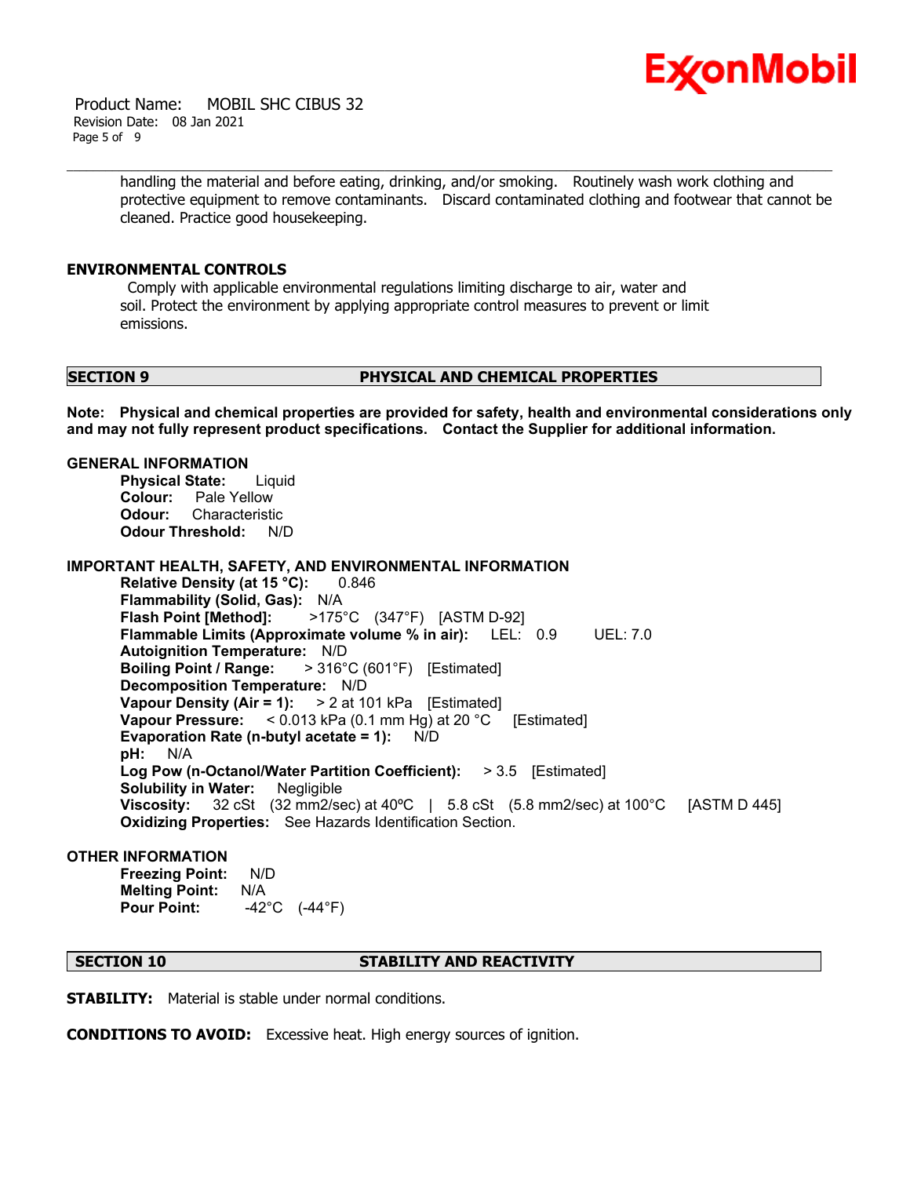handling the material and before eating, drinking, and/or smoking. Routinely wash work clothing and protective equipment to remove contaminants. Discard contaminated clothing and footwear that cannot be cleaned. Practice good housekeeping.

**ENVIRONMENTAL CONTROLS**

Comply with applicable environmental regulations limiting discharge to air, water and soil. Protect the environment by applying appropriate control measures to prevent or limit emissions.

## SECTION 9 PHYSICAL AND CHEMICAL PROPERTIES

**Note: Physical and chemical properties are provided for safety, health and environmental considerations only and may not fully represent product specifications. Contact the Supplier for additional information.**

**GENERAL INFORMATION**

**Physical State:** Liquid
**Colour:** Pale Yellow
**Odour:** Characteristic
**Odour Threshold:** N/D

**IMPORTANT HEALTH, SAFETY, AND ENVIRONMENTAL INFORMATION**

**Relative Density (at 15 °C):** 0.846
**Flammability (Solid, Gas):** N/A
**Flash Point [Method]:** >175°C (347°F) [ASTM D-92]
**Flammable Limits (Approximate volume % in air):** LEL: 0.9 UEL: 7.0
**Autoignition Temperature:** N/D
**Boiling Point / Range:** > 316°C (601°F) [Estimated]
**Decomposition Temperature:** N/D
**Vapour Density (Air = 1):** > 2 at 101 kPa [Estimated]
**Vapour Pressure:** < 0.013 kPa (0.1 mm Hg) at 20 °C [Estimated]
**Evaporation Rate (n-butyl acetate = 1):** N/D
**pH:** N/A
**Log Pow (n-Octanol/Water Partition Coefficient):** > 3.5 [Estimated]
**Solubility in Water:** Negligible
**Viscosity:** 32 cSt (32 mm2/sec) at 40ºC | 5.8 cSt (5.8 mm2/sec) at 100°C [ASTM D 445]
**Oxidizing Properties:** See Hazards Identification Section.

**OTHER INFORMATION**

**Freezing Point:** N/D
**Melting Point:** N/A
**Pour Point:** -42°C (-44°F)

## SECTION 10 STABILITY AND REACTIVITY

**STABILITY:** Material is stable under normal conditions.

**CONDITIONS TO AVOID:** Excessive heat. High energy sources of ignition.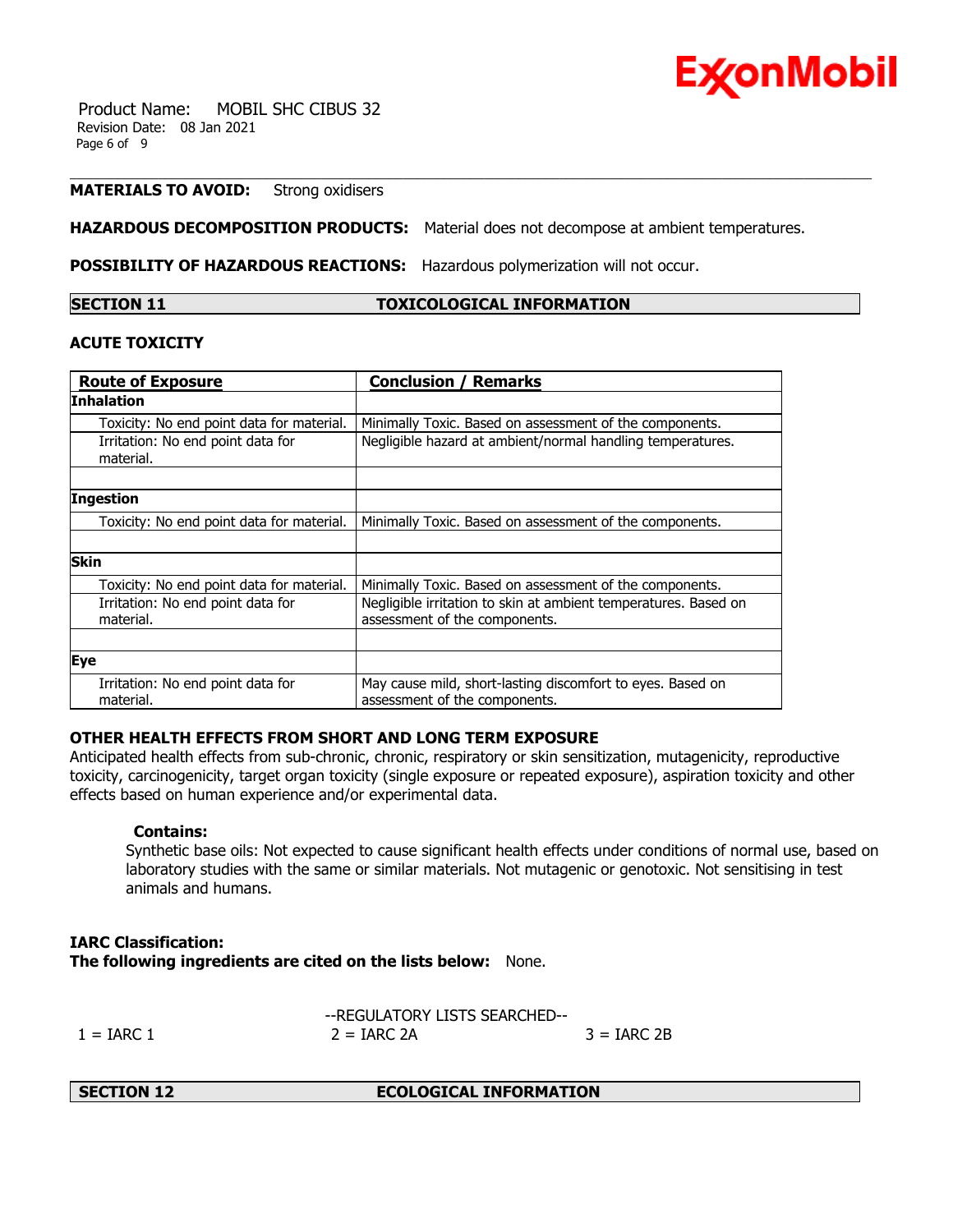**MATERIALS TO AVOID:** Strong oxidisers

**HAZARDOUS DECOMPOSITION PRODUCTS:** Material does not decompose at ambient temperatures.

**POSSIBILITY OF HAZARDOUS REACTIONS:** Hazardous polymerization will not occur.

## SECTION 11 TOXICOLOGICAL INFORMATION

### ACUTE TOXICITY

| Route of Exposure | Conclusion / Remarks |
|---|---|
| **Inhalation** | |
| Toxicity: No end point data for material. | Minimally Toxic. Based on assessment of the components. |
| Irritation: No end point data for material. | Negligible hazard at ambient/normal handling temperatures. |
| | |
| **Ingestion** | |
| Toxicity: No end point data for material. | Minimally Toxic. Based on assessment of the components. |
| | |
| **Skin** | |
| Toxicity: No end point data for material. | Minimally Toxic. Based on assessment of the components. |
| Irritation: No end point data for material. | Negligible irritation to skin at ambient temperatures. Based on assessment of the components. |
| | |
| **Eye** | |
| Irritation: No end point data for material. | May cause mild, short-lasting discomfort to eyes. Based on assessment of the components. |

### OTHER HEALTH EFFECTS FROM SHORT AND LONG TERM EXPOSURE

Anticipated health effects from sub-chronic, chronic, respiratory or skin sensitization, mutagenicity, reproductive toxicity, carcinogenicity, target organ toxicity (single exposure or repeated exposure), aspiration toxicity and other effects based on human experience and/or experimental data.

**Contains:**

Synthetic base oils: Not expected to cause significant health effects under conditions of normal use, based on laboratory studies with the same or similar materials. Not mutagenic or genotoxic. Not sensitising in test animals and humans.

**IARC Classification:**

**The following ingredients are cited on the lists below:** None.

--REGULATORY LISTS SEARCHED--

1 = IARC 1 2 = IARC 2A 3 = IARC 2B

## SECTION 12 ECOLOGICAL INFORMATION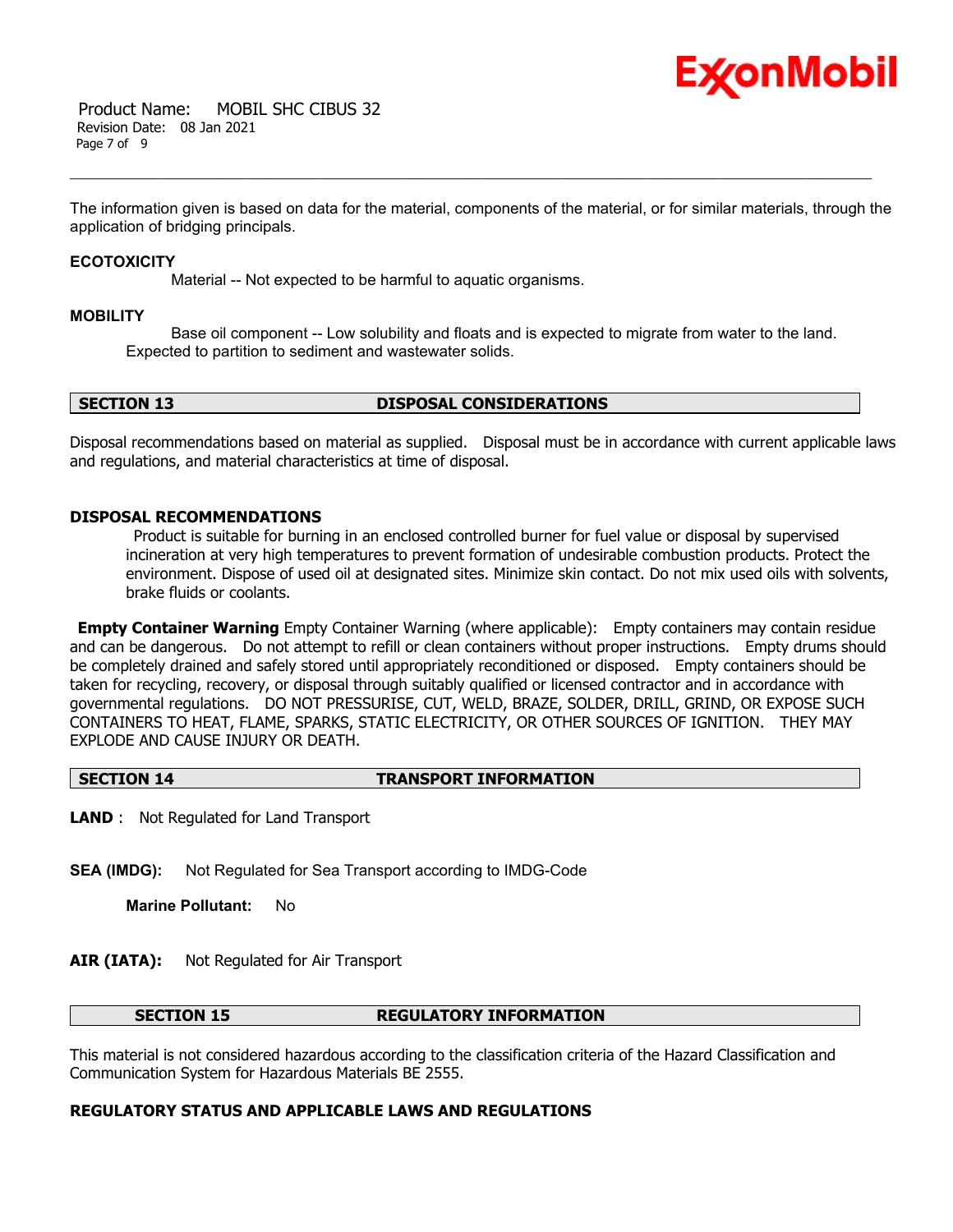The information given is based on data for the material, components of the material, or for similar materials, through the application of bridging principals.

### ECOTOXICITY

Material -- Not expected to be harmful to aquatic organisms.

### MOBILITY

Base oil component -- Low solubility and floats and is expected to migrate from water to the land. Expected to partition to sediment and wastewater solids.

## SECTION 13 DISPOSAL CONSIDERATIONS

Disposal recommendations based on material as supplied. Disposal must be in accordance with current applicable laws and regulations, and material characteristics at time of disposal.

### DISPOSAL RECOMMENDATIONS

Product is suitable for burning in an enclosed controlled burner for fuel value or disposal by supervised incineration at very high temperatures to prevent formation of undesirable combustion products. Protect the environment. Dispose of used oil at designated sites. Minimize skin contact. Do not mix used oils with solvents, brake fluids or coolants.

**Empty Container Warning** Empty Container Warning (where applicable): Empty containers may contain residue and can be dangerous. Do not attempt to refill or clean containers without proper instructions. Empty drums should be completely drained and safely stored until appropriately reconditioned or disposed. Empty containers should be taken for recycling, recovery, or disposal through suitably qualified or licensed contractor and in accordance with governmental regulations. DO NOT PRESSURISE, CUT, WELD, BRAZE, SOLDER, DRILL, GRIND, OR EXPOSE SUCH CONTAINERS TO HEAT, FLAME, SPARKS, STATIC ELECTRICITY, OR OTHER SOURCES OF IGNITION. THEY MAY EXPLODE AND CAUSE INJURY OR DEATH.

## SECTION 14 TRANSPORT INFORMATION

**LAND** : Not Regulated for Land Transport

**SEA (IMDG):** Not Regulated for Sea Transport according to IMDG-Code

**Marine Pollutant:** No

**AIR (IATA):** Not Regulated for Air Transport

## SECTION 15 REGULATORY INFORMATION

This material is not considered hazardous according to the classification criteria of the Hazard Classification and Communication System for Hazardous Materials BE 2555.

### REGULATORY STATUS AND APPLICABLE LAWS AND REGULATIONS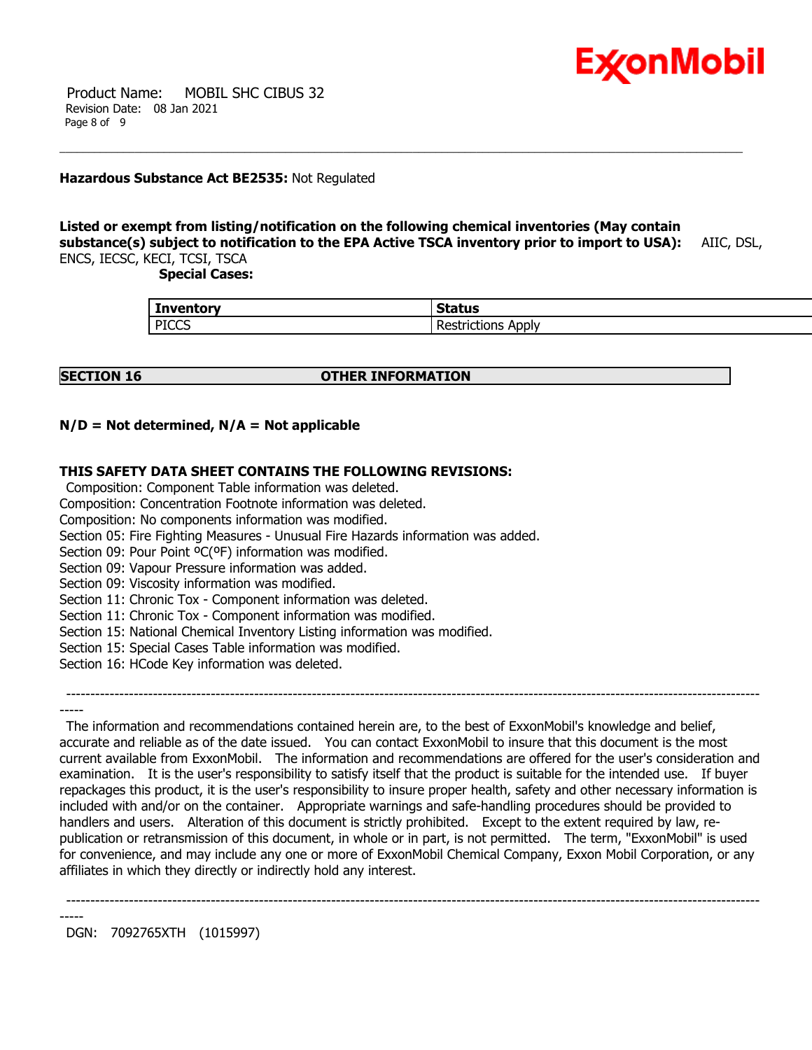**Hazardous Substance Act BE2535:** Not Regulated

**Listed or exempt from listing/notification on the following chemical inventories (May contain substance(s) subject to notification to the EPA Active TSCA inventory prior to import to USA):** AIIC, DSL, ENCS, IECSC, KECI, TCSI, TSCA

**Special Cases:**

| Inventory | Status |
|---|---|
| PICCS | Restrictions Apply |

## SECTION 16 OTHER INFORMATION

**N/D = Not determined, N/A = Not applicable**

**THIS SAFETY DATA SHEET CONTAINS THE FOLLOWING REVISIONS:**

Composition: Component Table information was deleted.
Composition: Concentration Footnote information was deleted.
Composition: No components information was modified.
Section 05: Fire Fighting Measures - Unusual Fire Hazards information was added.
Section 09: Pour Point ºC(ºF) information was modified.
Section 09: Vapour Pressure information was added.
Section 09: Viscosity information was modified.
Section 11: Chronic Tox - Component information was deleted.
Section 11: Chronic Tox - Component information was modified.
Section 15: National Chemical Inventory Listing information was modified.
Section 15: Special Cases Table information was modified.
Section 16: HCode Key information was deleted.

-----------------------------------------------------------------------------------------------------------------------------------------------

The information and recommendations contained herein are, to the best of ExxonMobil's knowledge and belief, accurate and reliable as of the date issued. You can contact ExxonMobil to insure that this document is the most current available from ExxonMobil. The information and recommendations are offered for the user's consideration and examination. It is the user's responsibility to satisfy itself that the product is suitable for the intended use. If buyer repackages this product, it is the user's responsibility to insure proper health, safety and other necessary information is included with and/or on the container. Appropriate warnings and safe-handling procedures should be provided to handlers and users. Alteration of this document is strictly prohibited. Except to the extent required by law, re-publication or retransmission of this document, in whole or in part, is not permitted. The term, "ExxonMobil" is used for convenience, and may include any one or more of ExxonMobil Chemical Company, Exxon Mobil Corporation, or any affiliates in which they directly or indirectly hold any interest.

-----------------------------------------------------------------------------------------------------------------------------------------------

DGN: 7092765XTH (1015997)